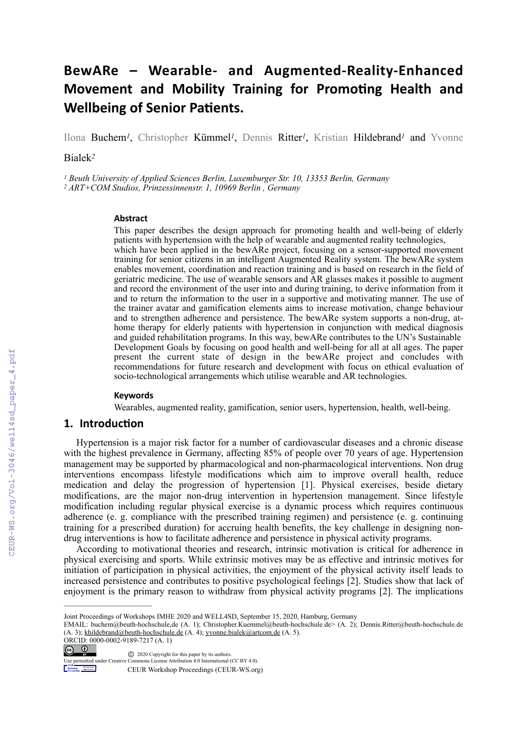# BewARe – Wearable- and Augmented-Reality-Enhanced Movement and Mobility Training for Promoting Health and Wellbeing of Senior Patients.

Ilona Buchem[1], Christopher Kümmel[1], Dennis Ritter[1], Kristian Hildebrand[1] and Yvonne Bialek[2]

[1] Beuth University of Applied Sciences Berlin, Luxemburger Str. 10, 13353 Berlin, Germany
[2] ART+COM Studios, Prinzessinnenstr. 1, 10969 Berlin , Germany

### Abstract

This paper describes the design approach for promoting health and well-being of elderly patients with hypertension with the help of wearable and augmented reality technologies, which have been applied in the bewARe project, focusing on a sensor-supported movement training for senior citizens in an intelligent Augmented Reality system. The bewARe system enables movement, coordination and reaction training and is based on research in the field of geriatric medicine. The use of wearable sensors and AR glasses makes it possible to augment and record the environment of the user into and during training, to derive information from it and to return the information to the user in a supportive and motivating manner. The use of the trainer avatar and gamification elements aims to increase motivation, change behaviour and to strengthen adherence and persistence. The bewARe system supports a non-drug, at-home therapy for elderly patients with hypertension in conjunction with medical diagnosis and guided rehabilitation programs. In this way, bewARe contributes to the UN's Sustainable Development Goals by focusing on good health and well-being for all at all ages. The paper present the current state of design in the bewARe project and concludes with recommendations for future research and development with focus on ethical evaluation of socio-technological arrangements which utilise wearable and AR technologies.

### Keywords

Wearables, augmented reality, gamification, senior users, hypertension, health, well-being.

## 1. Introduction

Hypertension is a major risk factor for a number of cardiovascular diseases and a chronic disease with the highest prevalence in Germany, affecting 85% of people over 70 years of age. Hypertension management may be supported by pharmacological and non-pharmacological interventions. Non drug interventions encompass lifestyle modifications which aim to improve overall health, reduce medication and delay the progression of hypertension [1]. Physical exercises, beside dietary modifications, are the major non-drug intervention in hypertension management. Since lifestyle modification including regular physical exercise is a dynamic process which requires continuous adherence (e. g. compliance with the prescribed training regimen) and persistence (e. g. continuing training for a prescribed duration) for accruing health benefits, the key challenge in designing non-drug interventions is how to facilitate adherence and persistence in physical activity programs.

According to motivational theories and research, intrinsic motivation is critical for adherence in physical exercising and sports. While extrinsic motives may be as effective and intrinsic motives for initiation of participation in physical activities, the enjoyment of the physical activity itself leads to increased persistence and contributes to positive psychological feelings [2]. Studies show that lack of enjoyment is the primary reason to withdraw from physical activity programs [2]. The implications

---

Joint Proceedings of Workshops IMHE 2020 and WELL4SD, September 15, 2020, Hamburg, Germany
EMAIL: buchem@beuth-hochschule,de (A. 1); Christopher.Kuemmel@beuth-hochschule.de> (A. 2); Dennis.Ritter@beuth-hochschule.de (A. 3); khildebrand@beuth-hochschule.de (A. 4); yvonne.bialek@artcom.de (A. 5).
ORCID: 0000-0002-9189-7217 (A. 1)

© 2020 Copyright for this paper by its authors.
Use permitted under Creative Commons License Attribution 4.0 International (CC BY 4.0).
CEUR Workshop Proceedings (CEUR-WS.org)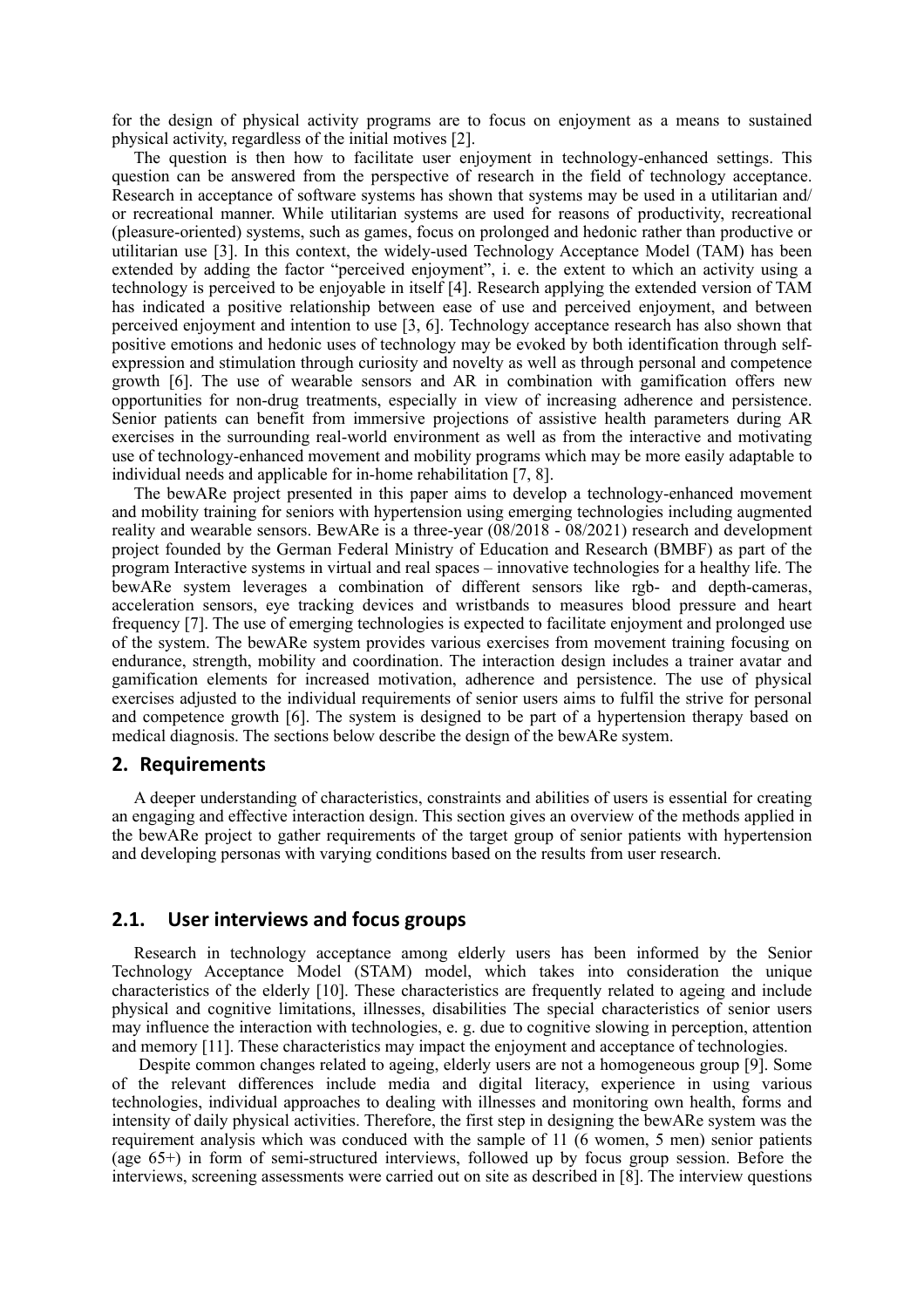for the design of physical activity programs are to focus on enjoyment as a means to sustained physical activity, regardless of the initial motives [2].

The question is then how to facilitate user enjoyment in technology-enhanced settings. This question can be answered from the perspective of research in the field of technology acceptance. Research in acceptance of software systems has shown that systems may be used in a utilitarian and/ or recreational manner. While utilitarian systems are used for reasons of productivity, recreational (pleasure-oriented) systems, such as games, focus on prolonged and hedonic rather than productive or utilitarian use [3]. In this context, the widely-used Technology Acceptance Model (TAM) has been extended by adding the factor "perceived enjoyment", i. e. the extent to which an activity using a technology is perceived to be enjoyable in itself [4]. Research applying the extended version of TAM has indicated a positive relationship between ease of use and perceived enjoyment, and between perceived enjoyment and intention to use [3, 6]. Technology acceptance research has also shown that positive emotions and hedonic uses of technology may be evoked by both identification through self-expression and stimulation through curiosity and novelty as well as through personal and competence growth [6]. The use of wearable sensors and AR in combination with gamification offers new opportunities for non-drug treatments, especially in view of increasing adherence and persistence. Senior patients can benefit from immersive projections of assistive health parameters during AR exercises in the surrounding real-world environment as well as from the interactive and motivating use of technology-enhanced movement and mobility programs which may be more easily adaptable to individual needs and applicable for in-home rehabilitation [7, 8].

The bewARe project presented in this paper aims to develop a technology-enhanced movement and mobility training for seniors with hypertension using emerging technologies including augmented reality and wearable sensors. BewARe is a three-year (08/2018 - 08/2021) research and development project founded by the German Federal Ministry of Education and Research (BMBF) as part of the program Interactive systems in virtual and real spaces – innovative technologies for a healthy life. The bewARe system leverages a combination of different sensors like rgb- and depth-cameras, acceleration sensors, eye tracking devices and wristbands to measures blood pressure and heart frequency [7]. The use of emerging technologies is expected to facilitate enjoyment and prolonged use of the system. The bewARe system provides various exercises from movement training focusing on endurance, strength, mobility and coordination. The interaction design includes a trainer avatar and gamification elements for increased motivation, adherence and persistence. The use of physical exercises adjusted to the individual requirements of senior users aims to fulfil the strive for personal and competence growth [6]. The system is designed to be part of a hypertension therapy based on medical diagnosis. The sections below describe the design of the bewARe system.

## 2. Requirements

A deeper understanding of characteristics, constraints and abilities of users is essential for creating an engaging and effective interaction design. This section gives an overview of the methods applied in the bewARe project to gather requirements of the target group of senior patients with hypertension and developing personas with varying conditions based on the results from user research.

### 2.1. User interviews and focus groups

Research in technology acceptance among elderly users has been informed by the Senior Technology Acceptance Model (STAM) model, which takes into consideration the unique characteristics of the elderly [10]. These characteristics are frequently related to ageing and include physical and cognitive limitations, illnesses, disabilities The special characteristics of senior users may influence the interaction with technologies, e. g. due to cognitive slowing in perception, attention and memory [11]. These characteristics may impact the enjoyment and acceptance of technologies.

Despite common changes related to ageing, elderly users are not a homogeneous group [9]. Some of the relevant differences include media and digital literacy, experience in using various technologies, individual approaches to dealing with illnesses and monitoring own health, forms and intensity of daily physical activities. Therefore, the first step in designing the bewARe system was the requirement analysis which was conduced with the sample of 11 (6 women, 5 men) senior patients (age 65+) in form of semi-structured interviews, followed up by focus group session. Before the interviews, screening assessments were carried out on site as described in [8]. The interview questions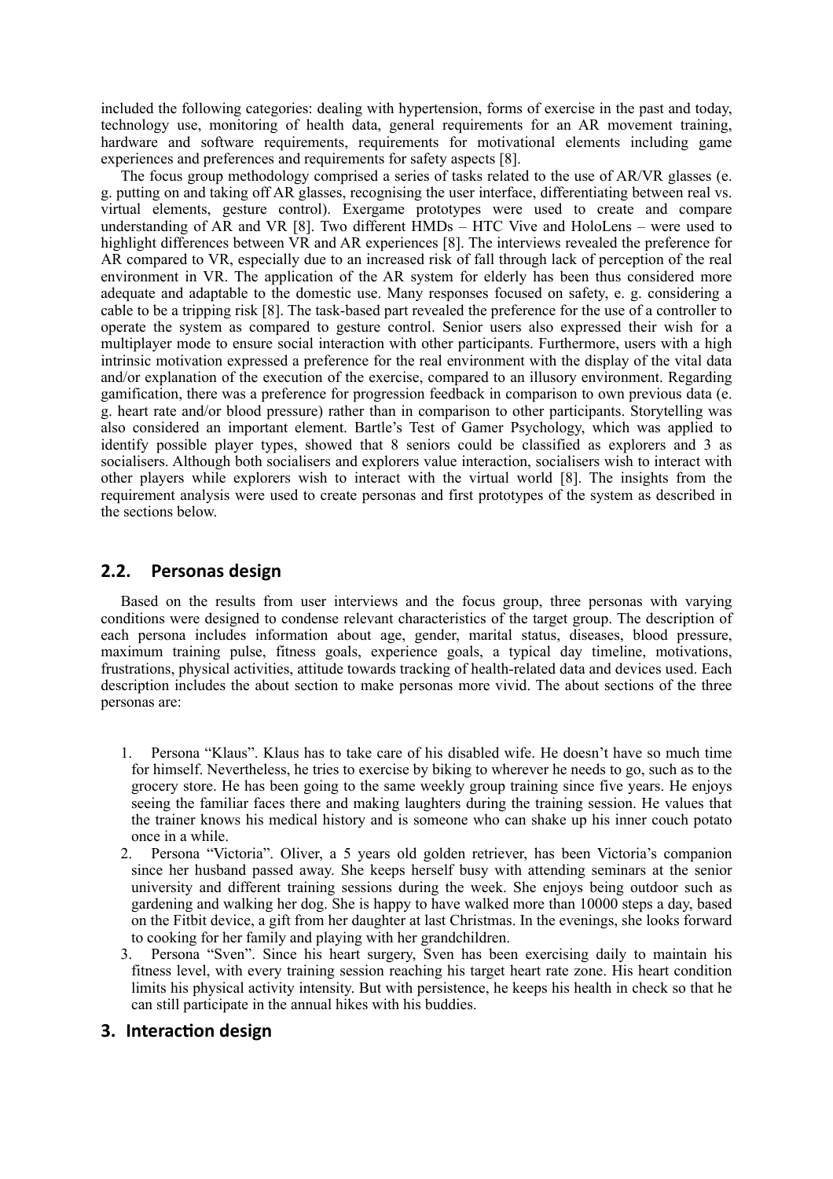included the following categories: dealing with hypertension, forms of exercise in the past and today, technology use, monitoring of health data, general requirements for an AR movement training, hardware and software requirements, requirements for motivational elements including game experiences and preferences and requirements for safety aspects [8].

The focus group methodology comprised a series of tasks related to the use of AR/VR glasses (e. g. putting on and taking off AR glasses, recognising the user interface, differentiating between real vs. virtual elements, gesture control). Exergame prototypes were used to create and compare understanding of AR and VR [8]. Two different HMDs – HTC Vive and HoloLens – were used to highlight differences between VR and AR experiences [8]. The interviews revealed the preference for AR compared to VR, especially due to an increased risk of fall through lack of perception of the real environment in VR. The application of the AR system for elderly has been thus considered more adequate and adaptable to the domestic use. Many responses focused on safety, e. g. considering a cable to be a tripping risk [8]. The task-based part revealed the preference for the use of a controller to operate the system as compared to gesture control. Senior users also expressed their wish for a multiplayer mode to ensure social interaction with other participants. Furthermore, users with a high intrinsic motivation expressed a preference for the real environment with the display of the vital data and/or explanation of the execution of the exercise, compared to an illusory environment. Regarding gamification, there was a preference for progression feedback in comparison to own previous data (e. g. heart rate and/or blood pressure) rather than in comparison to other participants. Storytelling was also considered an important element. Bartle's Test of Gamer Psychology, which was applied to identify possible player types, showed that 8 seniors could be classified as explorers and 3 as socialisers. Although both socialisers and explorers value interaction, socialisers wish to interact with other players while explorers wish to interact with the virtual world [8]. The insights from the requirement analysis were used to create personas and first prototypes of the system as described in the sections below.

## 2.2. Personas design

Based on the results from user interviews and the focus group, three personas with varying conditions were designed to condense relevant characteristics of the target group. The description of each persona includes information about age, gender, marital status, diseases, blood pressure, maximum training pulse, fitness goals, experience goals, a typical day timeline, motivations, frustrations, physical activities, attitude towards tracking of health-related data and devices used. Each description includes the about section to make personas more vivid. The about sections of the three personas are:

1. Persona "Klaus". Klaus has to take care of his disabled wife. He doesn't have so much time for himself. Nevertheless, he tries to exercise by biking to wherever he needs to go, such as to the grocery store. He has been going to the same weekly group training since five years. He enjoys seeing the familiar faces there and making laughters during the training session. He values that the trainer knows his medical history and is someone who can shake up his inner couch potato once in a while.
2. Persona "Victoria". Oliver, a 5 years old golden retriever, has been Victoria's companion since her husband passed away. She keeps herself busy with attending seminars at the senior university and different training sessions during the week. She enjoys being outdoor such as gardening and walking her dog. She is happy to have walked more than 10000 steps a day, based on the Fitbit device, a gift from her daughter at last Christmas. In the evenings, she looks forward to cooking for her family and playing with her grandchildren.
3. Persona "Sven". Since his heart surgery, Sven has been exercising daily to maintain his fitness level, with every training session reaching his target heart rate zone. His heart condition limits his physical activity intensity. But with persistence, he keeps his health in check so that he can still participate in the annual hikes with his buddies.

# 3. Interaction design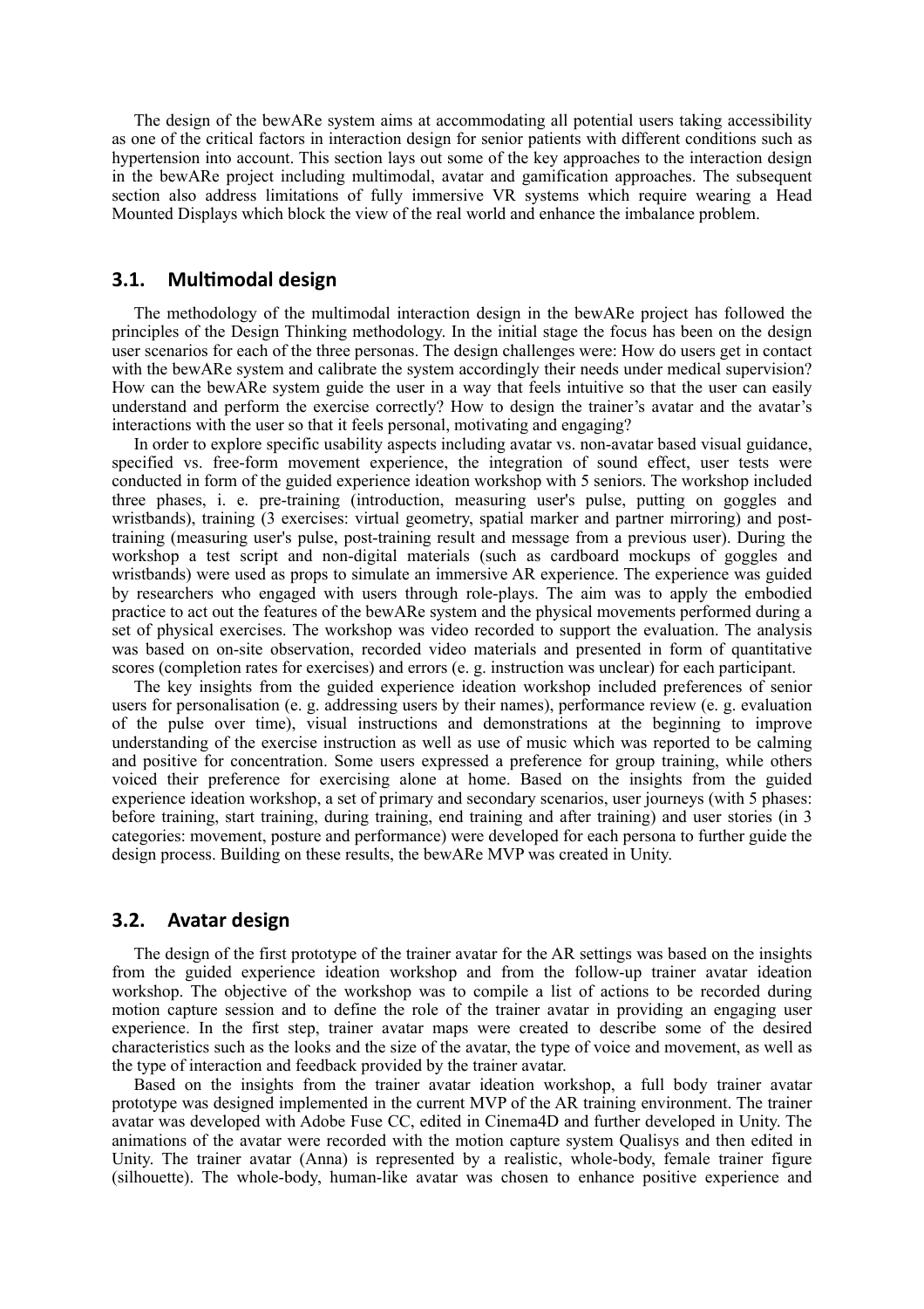The design of the bewARe system aims at accommodating all potential users taking accessibility as one of the critical factors in interaction design for senior patients with different conditions such as hypertension into account. This section lays out some of the key approaches to the interaction design in the bewARe project including multimodal, avatar and gamification approaches. The subsequent section also address limitations of fully immersive VR systems which require wearing a Head Mounted Displays which block the view of the real world and enhance the imbalance problem.

## 3.1. Multimodal design

The methodology of the multimodal interaction design in the bewARe project has followed the principles of the Design Thinking methodology. In the initial stage the focus has been on the design user scenarios for each of the three personas. The design challenges were: How do users get in contact with the bewARe system and calibrate the system accordingly their needs under medical supervision? How can the bewARe system guide the user in a way that feels intuitive so that the user can easily understand and perform the exercise correctly? How to design the trainer's avatar and the avatar's interactions with the user so that it feels personal, motivating and engaging?

In order to explore specific usability aspects including avatar vs. non-avatar based visual guidance, specified vs. free-form movement experience, the integration of sound effect, user tests were conducted in form of the guided experience ideation workshop with 5 seniors. The workshop included three phases, i. e. pre-training (introduction, measuring user's pulse, putting on goggles and wristbands), training (3 exercises: virtual geometry, spatial marker and partner mirroring) and post-training (measuring user's pulse, post-training result and message from a previous user). During the workshop a test script and non-digital materials (such as cardboard mockups of goggles and wristbands) were used as props to simulate an immersive AR experience. The experience was guided by researchers who engaged with users through role-plays. The aim was to apply the embodied practice to act out the features of the bewARe system and the physical movements performed during a set of physical exercises. The workshop was video recorded to support the evaluation. The analysis was based on on-site observation, recorded video materials and presented in form of quantitative scores (completion rates for exercises) and errors (e. g. instruction was unclear) for each participant.

The key insights from the guided experience ideation workshop included preferences of senior users for personalisation (e. g. addressing users by their names), performance review (e. g. evaluation of the pulse over time), visual instructions and demonstrations at the beginning to improve understanding of the exercise instruction as well as use of music which was reported to be calming and positive for concentration. Some users expressed a preference for group training, while others voiced their preference for exercising alone at home. Based on the insights from the guided experience ideation workshop, a set of primary and secondary scenarios, user journeys (with 5 phases: before training, start training, during training, end training and after training) and user stories (in 3 categories: movement, posture and performance) were developed for each persona to further guide the design process. Building on these results, the bewARe MVP was created in Unity.

## 3.2. Avatar design

The design of the first prototype of the trainer avatar for the AR settings was based on the insights from the guided experience ideation workshop and from the follow-up trainer avatar ideation workshop. The objective of the workshop was to compile a list of actions to be recorded during motion capture session and to define the role of the trainer avatar in providing an engaging user experience. In the first step, trainer avatar maps were created to describe some of the desired characteristics such as the looks and the size of the avatar, the type of voice and movement, as well as the type of interaction and feedback provided by the trainer avatar.

Based on the insights from the trainer avatar ideation workshop, a full body trainer avatar prototype was designed implemented in the current MVP of the AR training environment. The trainer avatar was developed with Adobe Fuse CC, edited in Cinema4D and further developed in Unity. The animations of the avatar were recorded with the motion capture system Qualisys and then edited in Unity. The trainer avatar (Anna) is represented by a realistic, whole-body, female trainer figure (silhouette). The whole-body, human-like avatar was chosen to enhance positive experience and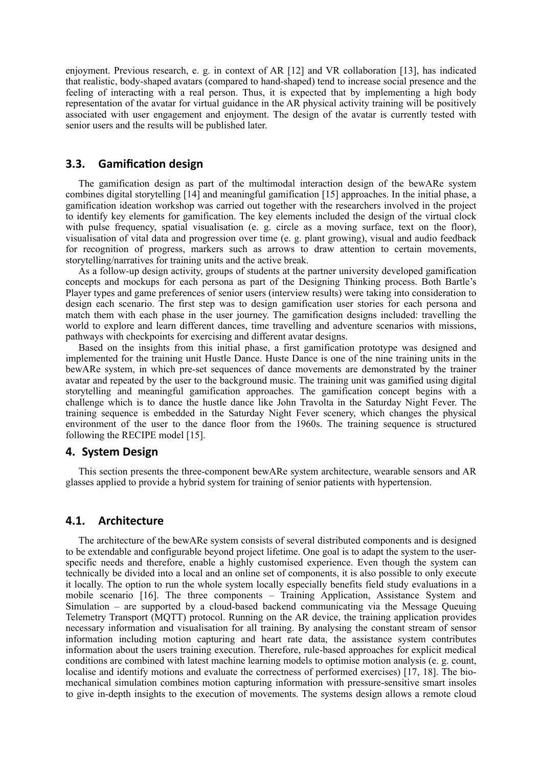enjoyment. Previous research, e. g. in context of AR [12] and VR collaboration [13], has indicated that realistic, body-shaped avatars (compared to hand-shaped) tend to increase social presence and the feeling of interacting with a real person. Thus, it is expected that by implementing a high body representation of the avatar for virtual guidance in the AR physical activity training will be positively associated with user engagement and enjoyment. The design of the avatar is currently tested with senior users and the results will be published later.

## 3.3. Gamification design

The gamification design as part of the multimodal interaction design of the bewARe system combines digital storytelling [14] and meaningful gamification [15] approaches. In the initial phase, a gamification ideation workshop was carried out together with the researchers involved in the project to identify key elements for gamification. The key elements included the design of the virtual clock with pulse frequency, spatial visualisation (e. g. circle as a moving surface, text on the floor), visualisation of vital data and progression over time (e. g. plant growing), visual and audio feedback for recognition of progress, markers such as arrows to draw attention to certain movements, storytelling/narratives for training units and the active break.

As a follow-up design activity, groups of students at the partner university developed gamification concepts and mockups for each persona as part of the Designing Thinking process. Both Bartle's Player types and game preferences of senior users (interview results) were taking into consideration to design each scenario. The first step was to design gamification user stories for each persona and match them with each phase in the user journey. The gamification designs included: travelling the world to explore and learn different dances, time travelling and adventure scenarios with missions, pathways with checkpoints for exercising and different avatar designs.

Based on the insights from this initial phase, a first gamification prototype was designed and implemented for the training unit Hustle Dance. Huste Dance is one of the nine training units in the bewARe system, in which pre-set sequences of dance movements are demonstrated by the trainer avatar and repeated by the user to the background music. The training unit was gamified using digital storytelling and meaningful gamification approaches. The gamification concept begins with a challenge which is to dance the hustle dance like John Travolta in the Saturday Night Fever. The training sequence is embedded in the Saturday Night Fever scenery, which changes the physical environment of the user to the dance floor from the 1960s. The training sequence is structured following the RECIPE model [15].

# 4. System Design

This section presents the three-component bewARe system architecture, wearable sensors and AR glasses applied to provide a hybrid system for training of senior patients with hypertension.

## 4.1. Architecture

The architecture of the bewARe system consists of several distributed components and is designed to be extendable and configurable beyond project lifetime. One goal is to adapt the system to the user-specific needs and therefore, enable a highly customised experience. Even though the system can technically be divided into a local and an online set of components, it is also possible to only execute it locally. The option to run the whole system locally especially benefits field study evaluations in a mobile scenario [16]. The three components – Training Application, Assistance System and Simulation – are supported by a cloud-based backend communicating via the Message Queuing Telemetry Transport (MQTT) protocol. Running on the AR device, the training application provides necessary information and visualisation for all training. By analysing the constant stream of sensor information including motion capturing and heart rate data, the assistance system contributes information about the users training execution. Therefore, rule-based approaches for explicit medical conditions are combined with latest machine learning models to optimise motion analysis (e. g. count, localise and identify motions and evaluate the correctness of performed exercises) [17, 18]. The bio-mechanical simulation combines motion capturing information with pressure-sensitive smart insoles to give in-depth insights to the execution of movements. The systems design allows a remote cloud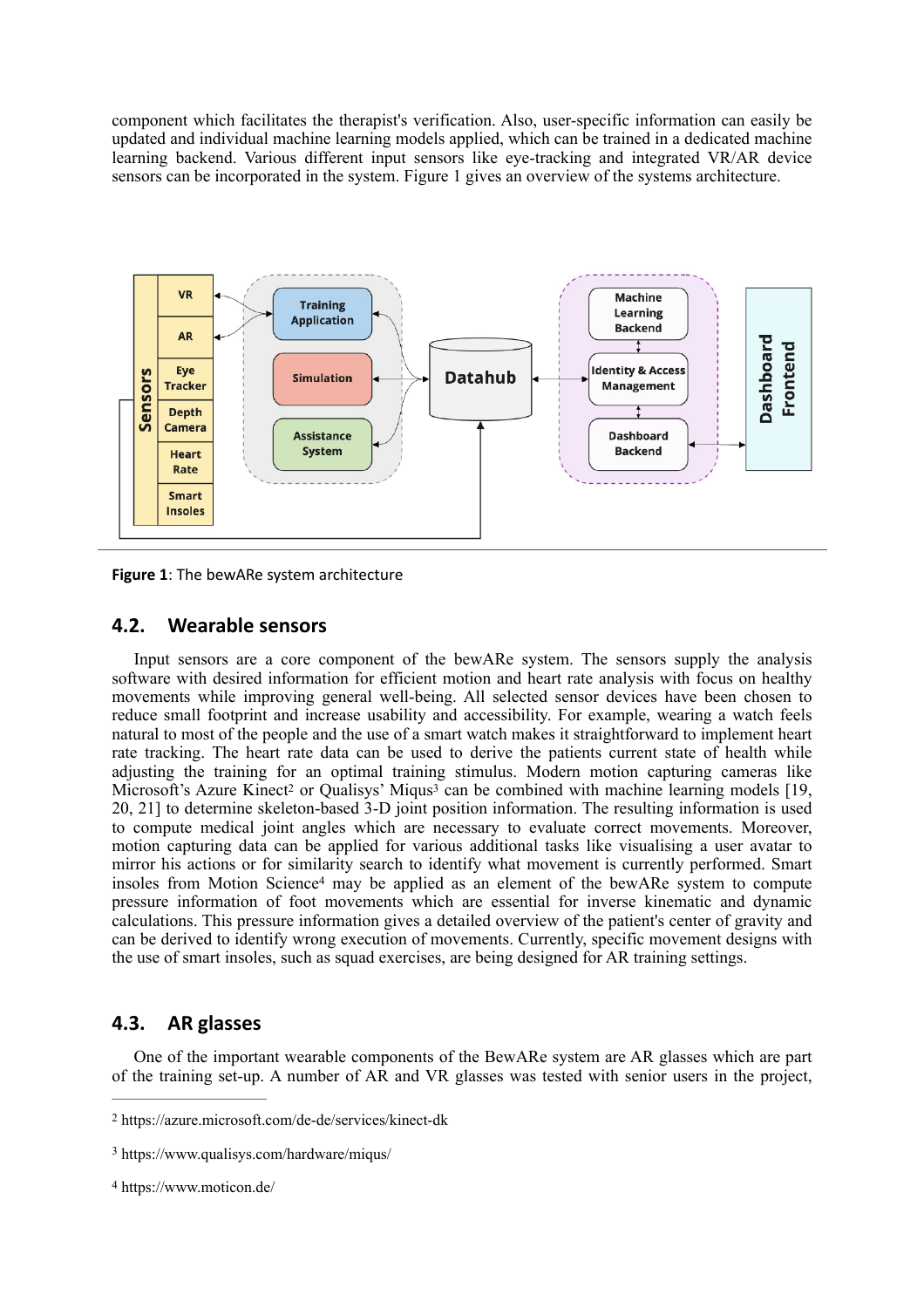component which facilitates the therapist's verification. Also, user-specific information can easily be updated and individual machine learning models applied, which can be trained in a dedicated machine learning backend. Various different input sensors like eye-tracking and integrated VR/AR device sensors can be incorporated in the system. Figure 1 gives an overview of the systems architecture.

**Figure 1**: The bewARe system architecture

## 4.2. Wearable sensors

Input sensors are a core component of the bewARe system. The sensors supply the analysis software with desired information for efficient motion and heart rate analysis with focus on healthy movements while improving general well-being. All selected sensor devices have been chosen to reduce small footprint and increase usability and accessibility. For example, wearing a watch feels natural to most of the people and the use of a smart watch makes it straightforward to implement heart rate tracking. The heart rate data can be used to derive the patients current state of health while adjusting the training for an optimal training stimulus. Modern motion capturing cameras like Microsoft's Azure Kinect[2] or Qualisys' Miqus[3] can be combined with machine learning models [19, 20, 21] to determine skeleton-based 3-D joint position information. The resulting information is used to compute medical joint angles which are necessary to evaluate correct movements. Moreover, motion capturing data can be applied for various additional tasks like visualising a user avatar to mirror his actions or for similarity search to identify what movement is currently performed. Smart insoles from Motion Science[4] may be applied as an element of the bewARe system to compute pressure information of foot movements which are essential for inverse kinematic and dynamic calculations. This pressure information gives a detailed overview of the patient's center of gravity and can be derived to identify wrong execution of movements. Currently, specific movement designs with the use of smart insoles, such as squad exercises, are being designed for AR training settings.

## 4.3. AR glasses

One of the important wearable components of the BewARe system are AR glasses which are part of the training set-up. A number of AR and VR glasses was tested with senior users in the project,

---

[2] https://azure.microsoft.com/de-de/services/kinect-dk

[3] https://www.qualisys.com/hardware/miqus/

[4] https://www.moticon.de/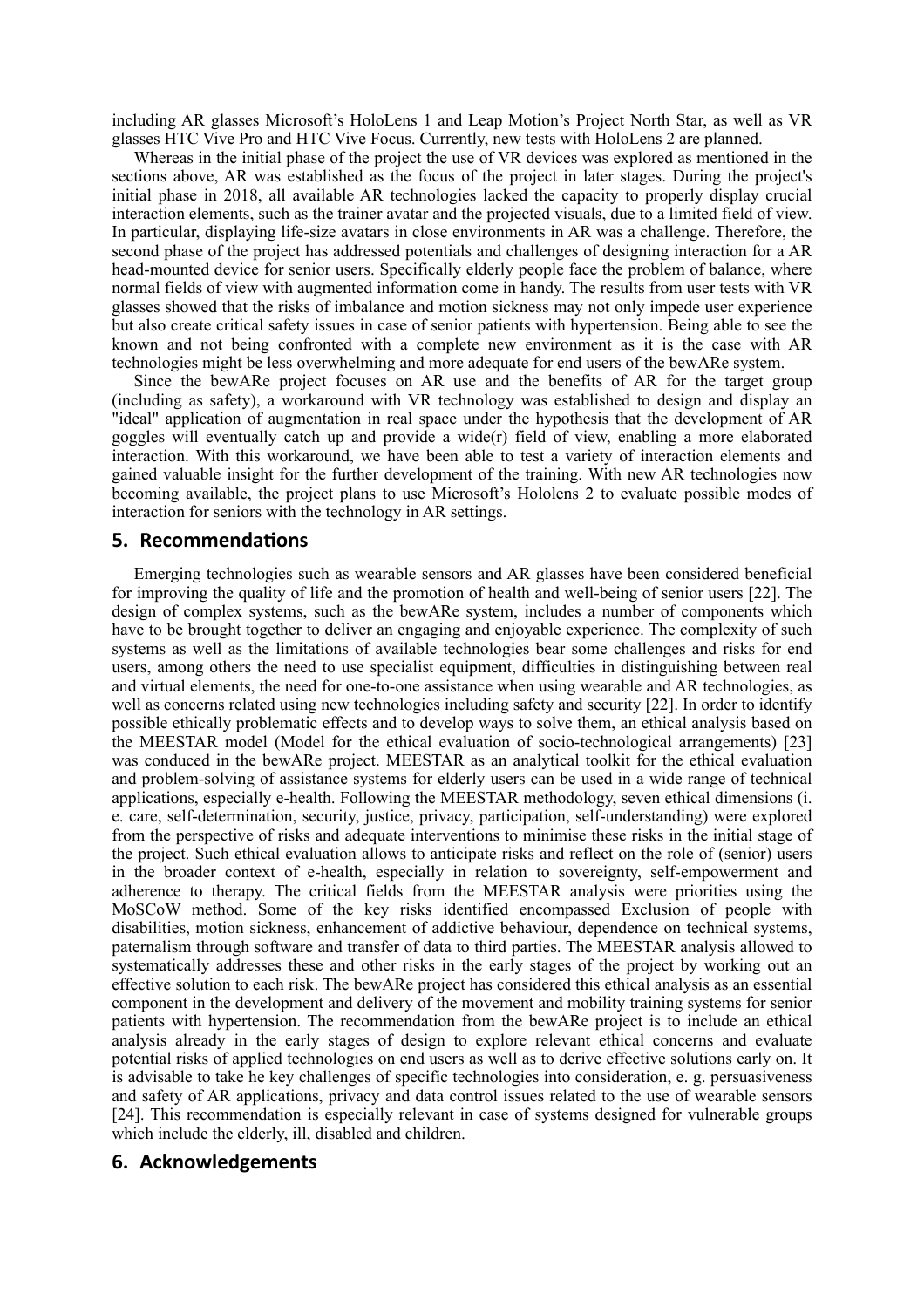including AR glasses Microsoft's HoloLens 1 and Leap Motion's Project North Star, as well as VR glasses HTC Vive Pro and HTC Vive Focus. Currently, new tests with HoloLens 2 are planned.

Whereas in the initial phase of the project the use of VR devices was explored as mentioned in the sections above, AR was established as the focus of the project in later stages. During the project's initial phase in 2018, all available AR technologies lacked the capacity to properly display crucial interaction elements, such as the trainer avatar and the projected visuals, due to a limited field of view. In particular, displaying life-size avatars in close environments in AR was a challenge. Therefore, the second phase of the project has addressed potentials and challenges of designing interaction for a AR head-mounted device for senior users. Specifically elderly people face the problem of balance, where normal fields of view with augmented information come in handy. The results from user tests with VR glasses showed that the risks of imbalance and motion sickness may not only impede user experience but also create critical safety issues in case of senior patients with hypertension. Being able to see the known and not being confronted with a complete new environment as it is the case with AR technologies might be less overwhelming and more adequate for end users of the bewARe system.

Since the bewARe project focuses on AR use and the benefits of AR for the target group (including as safety), a workaround with VR technology was established to design and display an "ideal" application of augmentation in real space under the hypothesis that the development of AR goggles will eventually catch up and provide a wide(r) field of view, enabling a more elaborated interaction. With this workaround, we have been able to test a variety of interaction elements and gained valuable insight for the further development of the training. With new AR technologies now becoming available, the project plans to use Microsoft's Hololens 2 to evaluate possible modes of interaction for seniors with the technology in AR settings.

## 5. Recommendations

Emerging technologies such as wearable sensors and AR glasses have been considered beneficial for improving the quality of life and the promotion of health and well-being of senior users [22]. The design of complex systems, such as the bewARe system, includes a number of components which have to be brought together to deliver an engaging and enjoyable experience. The complexity of such systems as well as the limitations of available technologies bear some challenges and risks for end users, among others the need to use specialist equipment, difficulties in distinguishing between real and virtual elements, the need for one-to-one assistance when using wearable and AR technologies, as well as concerns related using new technologies including safety and security [22]. In order to identify possible ethically problematic effects and to develop ways to solve them, an ethical analysis based on the MEESTAR model (Model for the ethical evaluation of socio-technological arrangements) [23] was conduced in the bewARe project. MEESTAR as an analytical toolkit for the ethical evaluation and problem-solving of assistance systems for elderly users can be used in a wide range of technical applications, especially e-health. Following the MEESTAR methodology, seven ethical dimensions (i. e. care, self-determination, security, justice, privacy, participation, self-understanding) were explored from the perspective of risks and adequate interventions to minimise these risks in the initial stage of the project. Such ethical evaluation allows to anticipate risks and reflect on the role of (senior) users in the broader context of e-health, especially in relation to sovereignty, self-empowerment and adherence to therapy. The critical fields from the MEESTAR analysis were priorities using the MoSCoW method. Some of the key risks identified encompassed Exclusion of people with disabilities, motion sickness, enhancement of addictive behaviour, dependence on technical systems, paternalism through software and transfer of data to third parties. The MEESTAR analysis allowed to systematically addresses these and other risks in the early stages of the project by working out an effective solution to each risk. The bewARe project has considered this ethical analysis as an essential component in the development and delivery of the movement and mobility training systems for senior patients with hypertension. The recommendation from the bewARe project is to include an ethical analysis already in the early stages of design to explore relevant ethical concerns and evaluate potential risks of applied technologies on end users as well as to derive effective solutions early on. It is advisable to take he key challenges of specific technologies into consideration, e. g. persuasiveness and safety of AR applications, privacy and data control issues related to the use of wearable sensors [24]. This recommendation is especially relevant in case of systems designed for vulnerable groups which include the elderly, ill, disabled and children.

## 6. Acknowledgements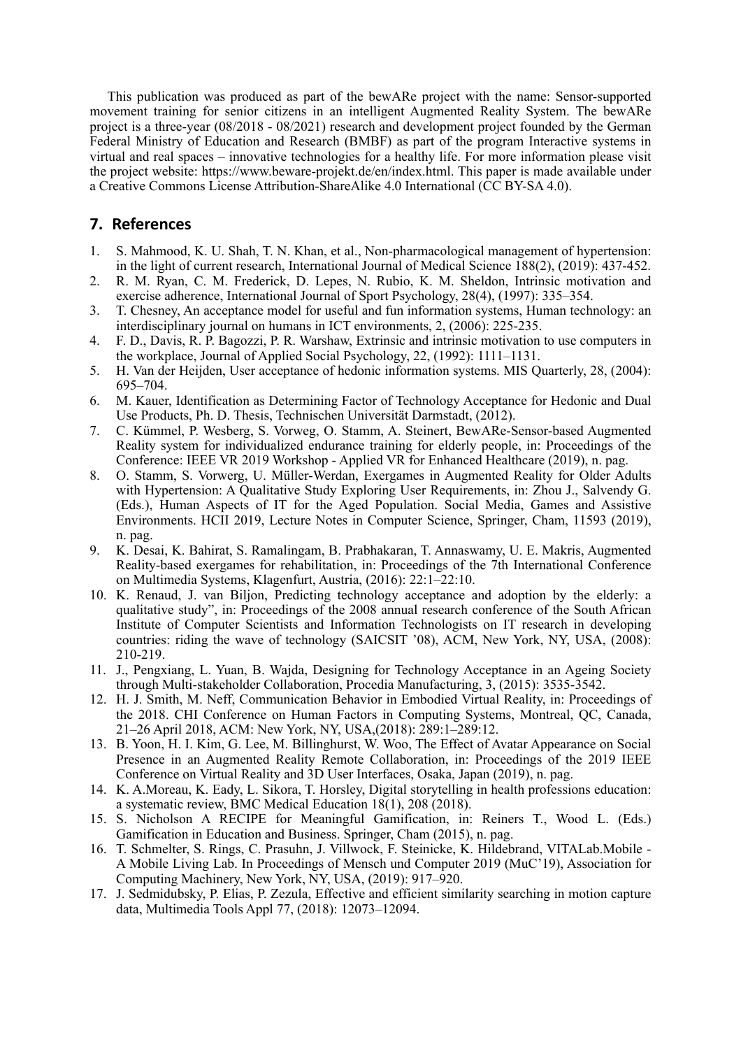This publication was produced as part of the bewARe project with the name: Sensor-supported movement training for senior citizens in an intelligent Augmented Reality System. The bewARe project is a three-year (08/2018 - 08/2021) research and development project founded by the German Federal Ministry of Education and Research (BMBF) as part of the program Interactive systems in virtual and real spaces – innovative technologies for a healthy life. For more information please visit the project website: https://www.beware-projekt.de/en/index.html. This paper is made available under a Creative Commons License Attribution-ShareAlike 4.0 International (CC BY-SA 4.0).

## 7. References

1. S. Mahmood, K. U. Shah, T. N. Khan, et al., Non-pharmacological management of hypertension: in the light of current research, International Journal of Medical Science 188(2), (2019): 437-452.
2. R. M. Ryan, C. M. Frederick, D. Lepes, N. Rubio, K. M. Sheldon, Intrinsic motivation and exercise adherence, International Journal of Sport Psychology, 28(4), (1997): 335–354.
3. T. Chesney, An acceptance model for useful and fun information systems, Human technology: an interdisciplinary journal on humans in ICT environments, 2, (2006): 225-235.
4. F. D., Davis, R. P. Bagozzi, P. R. Warshaw, Extrinsic and intrinsic motivation to use computers in the workplace, Journal of Applied Social Psychology, 22, (1992): 1111–1131.
5. H. Van der Heijden, User acceptance of hedonic information systems. MIS Quarterly, 28, (2004): 695–704.
6. M. Kauer, Identification as Determining Factor of Technology Acceptance for Hedonic and Dual Use Products, Ph. D. Thesis, Technischen Universität Darmstadt, (2012).
7. C. Kümmel, P. Wesberg, S. Vorweg, O. Stamm, A. Steinert, BewARe-Sensor-based Augmented Reality system for individualized endurance training for elderly people, in: Proceedings of the Conference: IEEE VR 2019 Workshop - Applied VR for Enhanced Healthcare (2019), n. pag.
8. O. Stamm, S. Vorweg, U. Müller-Werdan, Exergames in Augmented Reality for Older Adults with Hypertension: A Qualitative Study Exploring User Requirements, in: Zhou J., Salvendy G. (Eds.), Human Aspects of IT for the Aged Population. Social Media, Games and Assistive Environments. HCII 2019, Lecture Notes in Computer Science, Springer, Cham, 11593 (2019), n. pag.
9. K. Desai, K. Bahirat, S. Ramalingam, B. Prabhakaran, T. Annaswamy, U. E. Makris, Augmented Reality-based exergames for rehabilitation, in: Proceedings of the 7th International Conference on Multimedia Systems, Klagenfurt, Austria, (2016): 22:1–22:10.
10. K. Renaud, J. van Biljon, Predicting technology acceptance and adoption by the elderly: a qualitative study", in: Proceedings of the 2008 annual research conference of the South African Institute of Computer Scientists and Information Technologists on IT research in developing countries: riding the wave of technology (SAICSIT '08), ACM, New York, NY, USA, (2008): 210-219.
11. J., Pengxiang, L. Yuan, B. Wajda, Designing for Technology Acceptance in an Ageing Society through Multi-stakeholder Collaboration, Procedia Manufacturing, 3, (2015): 3535-3542.
12. H. J. Smith, M. Neff, Communication Behavior in Embodied Virtual Reality, in: Proceedings of the 2018. CHI Conference on Human Factors in Computing Systems, Montreal, QC, Canada, 21–26 April 2018, ACM: New York, NY, USA,(2018): 289:1–289:12.
13. B. Yoon, H. I. Kim, G. Lee, M. Billinghurst, W. Woo, The Effect of Avatar Appearance on Social Presence in an Augmented Reality Remote Collaboration, in: Proceedings of the 2019 IEEE Conference on Virtual Reality and 3D User Interfaces, Osaka, Japan (2019), n. pag.
14. K. A.Moreau, K. Eady, L. Sikora, T. Horsley, Digital storytelling in health professions education: a systematic review, BMC Medical Education 18(1), 208 (2018).
15. S. Nicholson A RECIPE for Meaningful Gamification, in: Reiners T., Wood L. (Eds.) Gamification in Education and Business. Springer, Cham (2015), n. pag.
16. T. Schmelter, S. Rings, C. Prasuhn, J. Villwock, F. Steinicke, K. Hildebrand, VITALab.Mobile - A Mobile Living Lab. In Proceedings of Mensch und Computer 2019 (MuC'19), Association for Computing Machinery, New York, NY, USA, (2019): 917–920.
17. J. Sedmidubsky, P. Elias, P. Zezula, Effective and efficient similarity searching in motion capture data, Multimedia Tools Appl 77, (2018): 12073–12094.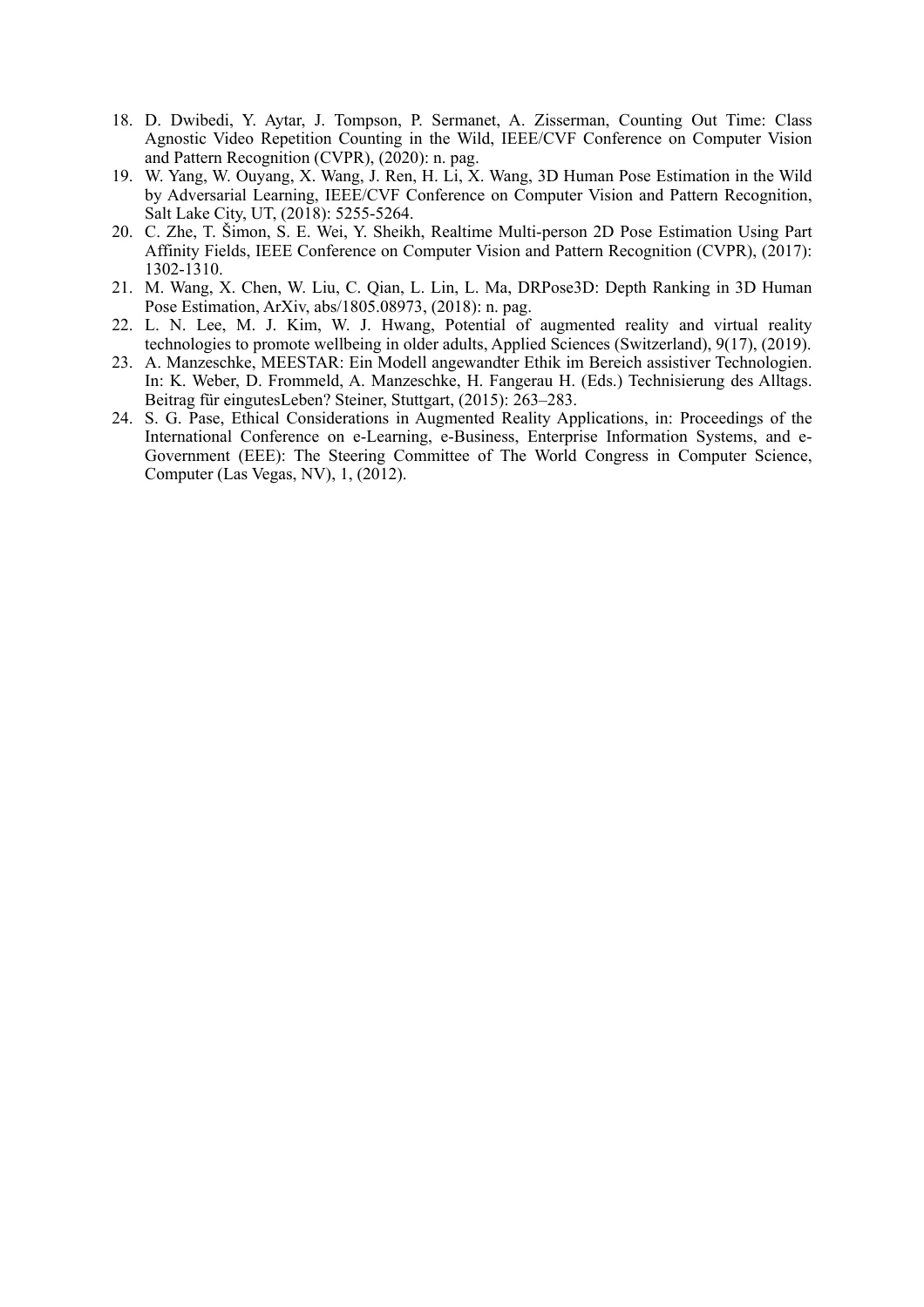18. D. Dwibedi, Y. Aytar, J. Tompson, P. Sermanet, A. Zisserman, Counting Out Time: Class Agnostic Video Repetition Counting in the Wild, IEEE/CVF Conference on Computer Vision and Pattern Recognition (CVPR), (2020): n. pag.
19. W. Yang, W. Ouyang, X. Wang, J. Ren, H. Li, X. Wang, 3D Human Pose Estimation in the Wild by Adversarial Learning, IEEE/CVF Conference on Computer Vision and Pattern Recognition, Salt Lake City, UT, (2018): 5255-5264.
20. C. Zhe, T. Šimon, S. E. Wei, Y. Sheikh, Realtime Multi-person 2D Pose Estimation Using Part Affinity Fields, IEEE Conference on Computer Vision and Pattern Recognition (CVPR), (2017): 1302-1310.
21. M. Wang, X. Chen, W. Liu, C. Qian, L. Lin, L. Ma, DRPose3D: Depth Ranking in 3D Human Pose Estimation, ArXiv, abs/1805.08973, (2018): n. pag.
22. L. N. Lee, M. J. Kim, W. J. Hwang, Potential of augmented reality and virtual reality technologies to promote wellbeing in older adults, Applied Sciences (Switzerland), 9(17), (2019).
23. A. Manzeschke, MEESTAR: Ein Modell angewandter Ethik im Bereich assistiver Technologien. In: K. Weber, D. Frommeld, A. Manzeschke, H. Fangerau H. (Eds.) Technisierung des Alltags. Beitrag für eingutesLeben? Steiner, Stuttgart, (2015): 263–283.
24. S. G. Pase, Ethical Considerations in Augmented Reality Applications, in: Proceedings of the International Conference on e-Learning, e-Business, Enterprise Information Systems, and e-Government (EEE): The Steering Committee of The World Congress in Computer Science, Computer (Las Vegas, NV), 1, (2012).